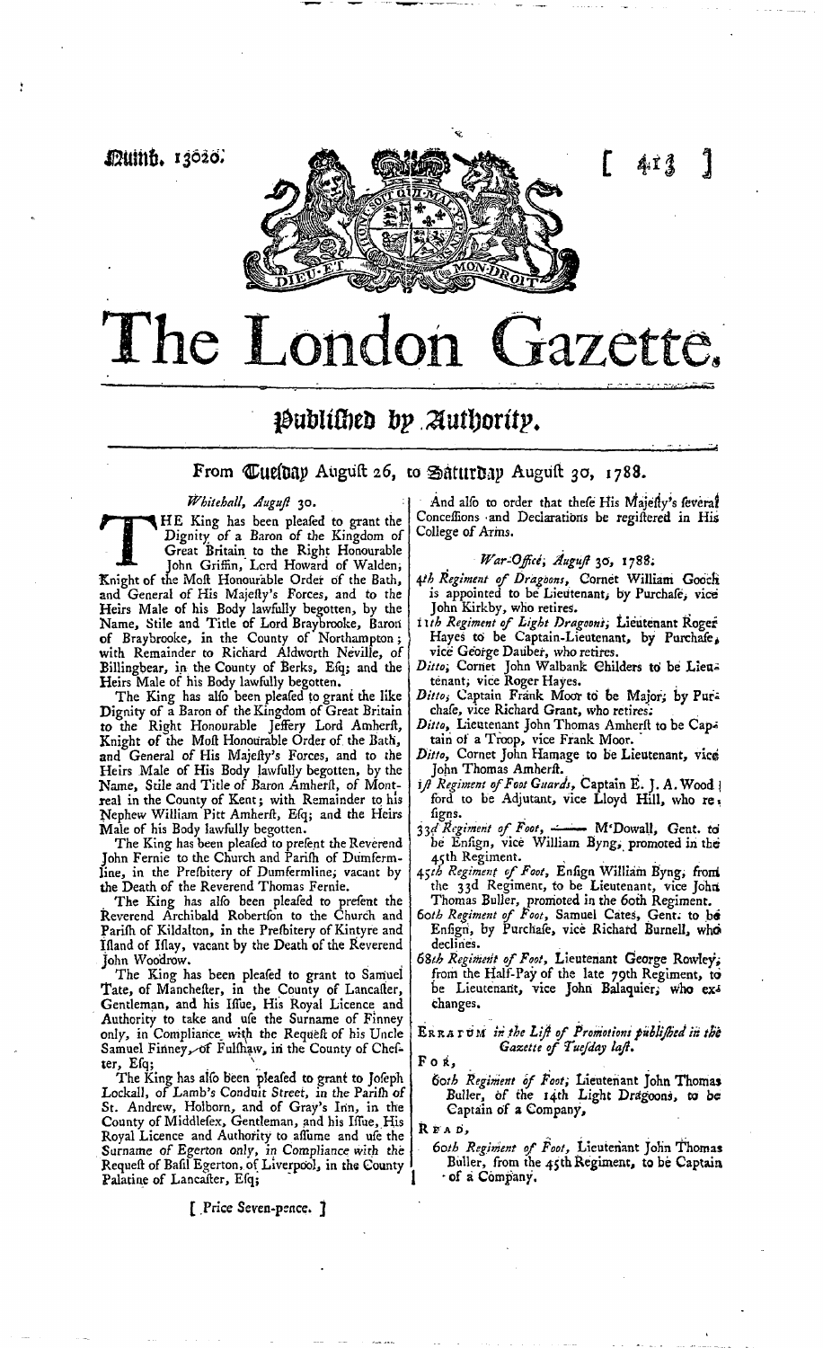Numb. 13020.

# The London Gazette.

## Published by Authority.

From Tuesday August 26, to Saturday August 30, 1788.

*Whitehall, August 30.*

THE King has been pleased to grant the Dignity of a Baron of the Kingdom of Great Britain to the Right Honourable John Griffin, Lord Howard of Walden, Knight of the Most Honourable Order of the Bath, and General of His Majesty's Forces, and to the Heirs Male of his Body lawfully begotten, by the Name, Stile and Title of Lord Braybrooke, Baron of Braybrooke, in the County of Northampton; with Remainder to Richard Aldworth Neville, of Billingbear, in the County of Berks, Esq; and the Heirs Male of his Body lawfully begotten.

The King has also been pleased to grant the like Dignity of a Baron of the Kingdom of Great Britain to the Right Honourable Jeffery Lord Amherst, Knight of the Most Honourable Order of the Bath, and General of His Majesty's Forces, and to the Heirs Male of His Body lawfully begotten, by the Name, Stile and Title of Baron Amherst, of Montreal in the County of Kent; with Remainder to his Nephew William Pitt Amherst, Esq; and the Heirs Male of his Body lawfully begotten.

The King has been pleased to present the Reverend John Fernie to the Church and Parish of Dumfermline, in the Presbitery of Dumfermline, vacant by the Death of the Reverend Thomas Fernie.

The King has also been pleased to present the Reverend Archibald Robertson to the Church and Parish of Kildalton, in the Presbitery of Kintyre and Island of Islay, vacant by the Death of the Reverend John Woodrow.

The King has been pleased to grant to Samuel Tate, of Manchester, in the County of Lancaster, Gentleman, and his Issue, His Royal Licence and Authority to take and use the Surname of Finney only, in Compliance with the Request of his Uncle Samuel Finney, of Fulshaw, in the County of Chester, Esq;

The King has also been pleased to grant to Joseph Lockall, of Lamb's Conduit Street, in the Parish of St. Andrew, Holborn, and of Gray's Inn, in the County of Middlesex, Gentleman, and his Issue, His Royal Licence and Authority to assume and use the Surname of Egerton only, in Compliance with the Request of Basil Egerton, of Liverpool, in the County Palatine of Lancaster, Esq;

And also to order that these His Majesty's several Concessions and Declarations be registered in His College of Arms.

*War-Office, August 30, 1788.*

*4th Regiment of Dragoons*, Cornet William Gooch is appointed to be Lieutenant, by Purchase, vice John Kirkby, who retires.

*11th Regiment of Light Dragoons*, Lieutenant Roger Hayes to be Captain-Lieutenant, by Purchase, vice George Dauber, who retires.

*Ditto*, Cornet John Walbank Childers to be Lieutenant, vice Roger Hayes.

*Ditto*, Captain Frank Moor to be Major, by Purchase, vice Richard Grant, who retires.

*Ditto*, Lieutenant John Thomas Amherst to be Captain of a Troop, vice Frank Moor.

*Ditto*, Cornet John Hamage to be Lieutenant, vice John Thomas Amherst.

*1st Regiment of Foot Guards*, Captain E. J. A. Woodford to be Adjutant, vice Lloyd Hill, who resigns.

*33d Regiment of Foot*, ——— M'Dowall, Gent. to be Ensign, vice William Byng, promoted in the 45th Regiment.

*45th Regiment of Foot*, Ensign William Byng, from the 33d Regiment, to be Lieutenant, vice John Thomas Buller, promoted in the 60th Regiment.

*60th Regiment of Foot*, Samuel Cates, Gent. to be Ensign, by Purchase, vice Richard Burnell, who declines.

*68th Regiment of Foot*, Lieutenant George Rowley, from the Half-Pay of the late 79th Regiment, to be Lieutenant, vice John Balaquier, who exchanges.

ERRATUM *in the List of Promotions published in the Gazette of Tuesday last.*

FOR,

*60th Regiment of Foot*, Lieutenant John Thomas Buller, of the 14th Light Dragoons, to be Captain of a Company,

READ,

*60th Regiment of Foot*, Lieutenant John Thomas Buller, from the 45th Regiment, to be Captain of a Company.

[ Price Seven-pence. ]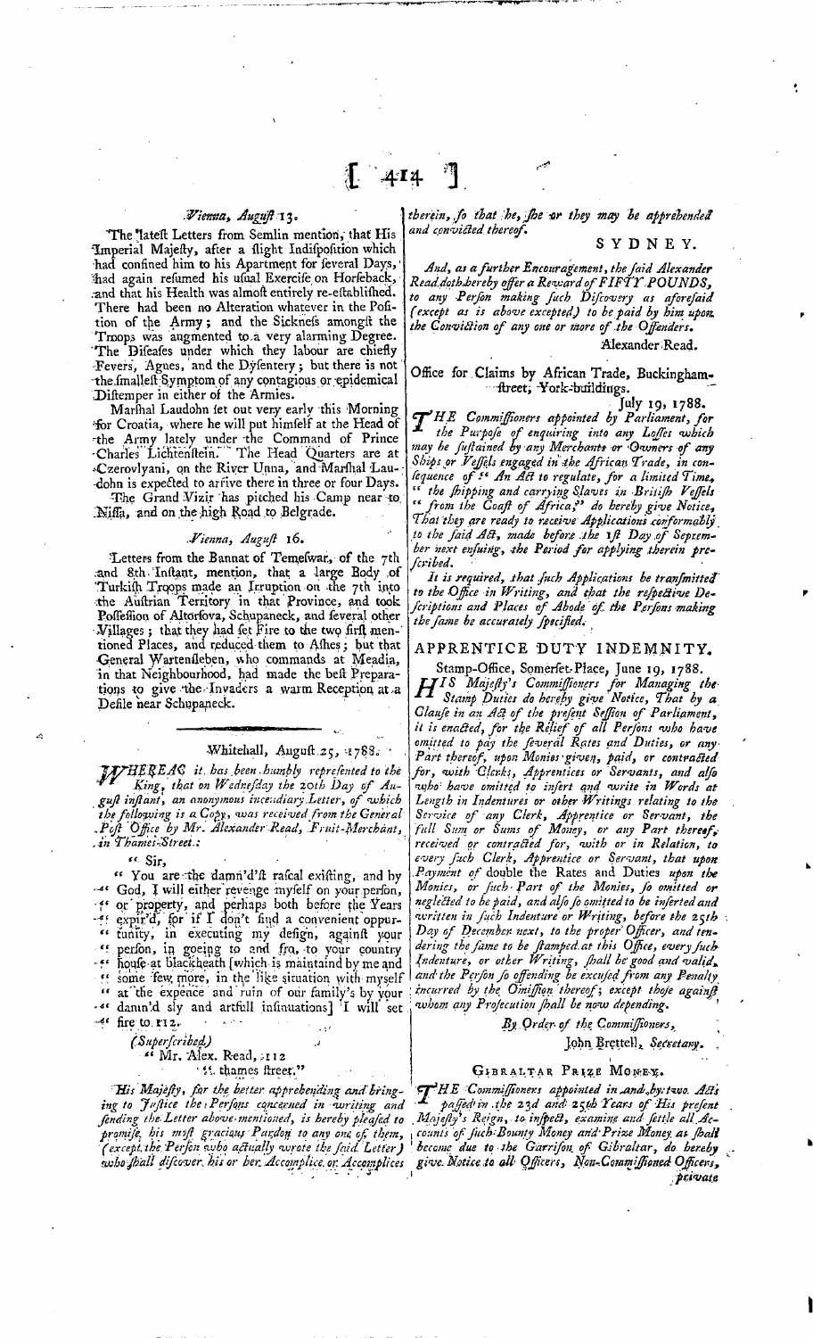*Vienna, August 13.*

The latest Letters from Semlin mention, that His Imperial Majesty, after a slight Indisposition which had confined him to his Apartment for several Days, had again resumed his usual Exercise on Horseback, and that his Health was almost entirely re-established. There had been no Alteration whatever in the Position of the Army; and the Sickness amongst the Troops was augmented to a very alarming Degree. The Diseases under which they labour are chiefly Fevers, Agues, and the Dysentery; but there is not the smallest Symptom of any contagious or epidemical Distemper in either of the Armies.

Marshal Laudohn set out very early this Morning for Croatia, where he will put himself at the Head of the Army lately under the Command of Prince Charles Lichtenstein. The Head Quarters are at Czerovlyani, on the River Unna, and Marshal Laudohn is expected to arrive there in three or four Days.

The Grand Vizir has pitched his Camp near to Nissa, and on the high Road to Belgrade.

*Vienna, August 16.*

Letters from the Bannat of Temeswar, of the 7th and 8th Instant, mention, that a large Body of Turkish Troops made an Irruption on the 7th into the Austrian Territory in that Province, and took Possession of Altorsova, Schupaneck, and several other Villages; that they had set Fire to the two first mentioned Places, and reduced them to Ashes; but that General Wartensleben, who commands at Meadia, in that Neighbourhood, had made the best Preparations to give the Invaders a warm Reception at a Defile near Schupaneck.

---

Whitehall, August 25, 1788.

*WHEREAS it has been humbly represented to the King, that on Wednesday the 20th Day of August instant, an anonymous incendiary Letter, of which the following is a Copy, was received from the General Post Office by Mr. Alexander Read, Fruit-Merchant, in Thames-Street:*

"Sir,

"You are the damn'd'st rascal existing, and by "God, I will either revenge myself on your person, "or property, and perhaps both before the Years "expir'd, for if I don't find a convenient oppur-"tunity, in executing my design, against your "person, in goeing to and fro, to your country "house at blackheath [which is maintaind by me and "some few more, in the like situation with myself "at the expence and ruin of our family's by your "damn'd sly and artfull insinuations] I will set "fire to 112.

*(Superscribed)*

"Mr. Alex. Read, 112

"thames street."

*His Majesty, for the better apprehending and bringing to Justice the Persons concerned in writing and sending the Letter above-mentioned, is hereby pleased to promise his most gracious Pardon to any one of them, (except the Person who actually wrote the said Letter) who shall discover his or her Accomplice or Accomplices therein, so that he, she or they may be apprehended and convicted thereof.*

SYDNEY.

*And, as a further Encouragement, the said Alexander Read doth hereby offer a Reward of FIFTY POUNDS, to any Person making such Discovery as aforesaid (except as is above excepted) to be paid by him upon the Conviction of any one or more of the Offenders.*

Alexander Read.

---

Office for Claims by African Trade, Buckingham-street, York-buildings.

July 19, 1788.

*THE Commissioners appointed by Parliament, for the Purpose of enquiring into any Losses which may be sustained by any Merchants or Owners of any Ships or Vessels engaged in the African Trade, in consequence of "An Act to regulate, for a limited Time, "the shipping and carrying Slaves in British Vessels "from the Coast of Africa," do hereby give Notice, That they are ready to receive Applications conformably to the said Act, made before the 1st Day of September next ensuing, the Period for applying therein prescribed.*

*It is required, that such Applications be transmitted to the Office in Writing, and that the respective Descriptions and Places of Abode of the Persons making the same be accurately specified.*

## APPRENTICE DUTY INDEMNITY.

Stamp-Office, Somerset-Place, June 19, 1788.

*HIS Majesty's Commissioners for Managing the Stamp Duties do hereby give Notice, That by a Clause in an Act of the present Session of Parliament, it is enacted, for the Relief of all Persons who have omitted to pay the several Rates and Duties, or any Part thereof, upon Monies given, paid, or contracted for, with Clerks, Apprentices or Servants, and also who have omitted to insert and write in Words at Length in Indentures or other Writings relating to the Service of any Clerk, Apprentice or Servant, the full Sum or Sums of Money, or any Part thereof, received or contracted for, with or in Relation, to every such Clerk, Apprentice or Servant, that upon Payment of double the Rates and Duties upon the Monies, or such Part of the Monies, so omitted or neglected to be paid, and also so omitted to be inserted and written in such Indenture or Writing, before the 25th Day of December next, to the proper Officer, and tendering the same to be stamped at this Office, every such Indenture, or other Writing, shall be good and valid, and the Person so offending be excused from any Penalty incurred by the Omission thereof; except those against whom any Prosecution shall be now depending.*

*By Order of the Commissioners,*

John Brettell, *Secretary.*

## GIBRALTAR PRIZE MONEY.

*THE Commissioners appointed in and by two Acts passed in the 23d and 25th Years of His present Majesty's Reign, to inspect, examine and settle all Accounts of such Bounty Money and Prize Money as shall become due to the Garrison of Gibraltar, do hereby give Notice to all Officers, Non-Commissioned Officers, private*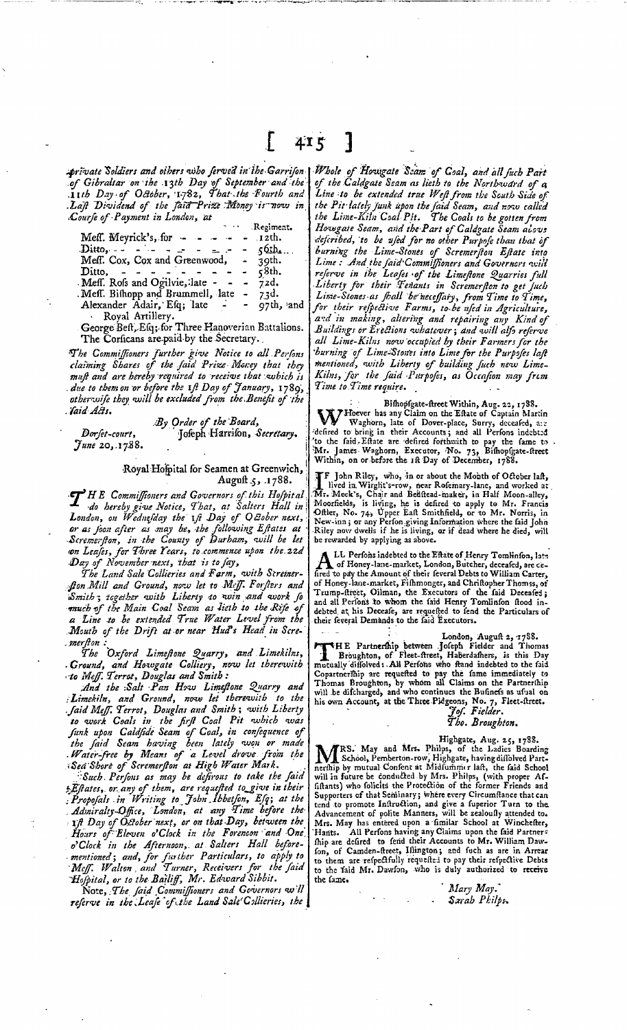private Soldiers and others who served in the Garrison of Gibraltar on the 13th Day of September and the 11th Day of October, 1782, That the Fourth and Last Dividend of the said Prize Money is now in Course of Payment in London, at

| | Regiment. |
|---|---|
| Mess. Meyrick's, for | 12th. |
| Ditto, | 56th. |
| Mess. Cox, Cox and Greenwood, | 39th. |
| Ditto, | 58th. |
| Mess. Ross and Ogilvie, late | 72d. |
| Mess. Bishopp and Brummell, late | 73d. |
| Alexander Adair, Esq; late | 97th, and Royal Artillery. |

George Best, Esq; for Three Hanoverian Battalions. The Corsicans are paid by the Secretary.

*The Commissioners further give Notice to all Persons claiming Shares of the said Prize Money that they must and are hereby required to receive that which is due to them on or before the 1st Day of January, 1789, otherwise they will be excluded from the Benefit of the said Acts.*

*By Order of the Board,*

Dorset-court, June 20, 1788. — Joseph Harrison, *Secretary.*

---

Royal Hospital for Seamen at Greenwich, August 5, 1788.

*THE Commissioners and Governors of this Hospital do hereby give Notice, That, at Salters Hall in London, on Wednesday the 1st Day of October next, or as soon after as may be, the following Estates at Scremerston, in the County of Durham, will be let on Leases, for Three Years, to commence upon the 22d Day of November next, that is to say,*

*The Land Sale Collieries and Farm, with Scremerston Mill and Ground, now let to Mess. Forsters and Smith; together with Liberty to win and work so much of the Main Coal Seam as lieth to the Rise of a Line to be extended True Water Level from the Mouth of the Drift at or near Hud's Head in Scremerston:*

*The Oxford Limestone Quarry, and Limekilns, Ground, and Howgate Colliery, now let therewith to Mess. Terrot, Douglas and Smith:*

*And the Salt Pan How Limestone Quarry and Limekiln, and Ground, now let therewith to the said Mess. Terrot, Douglas and Smith; with Liberty to work Coals in the first Coal Pit which was sunk upon Caldside Seam of Coal, in consequence of the said Seam having been lately won or made Water-free by Means of a Level drove from the Sea Shore of Scremerston at High Water Mark.*

*Such Persons as may be desirous to take the said Estates, or any of them, are requested to give in their Proposals in Writing to John Ibbetson, Esq; at the Admiralty-Office, London, at any Time before the 1st Day of October next, or on that Day, between the Hours of Eleven o'Clock in the Forenoon and One o'Clock in the Afternoon, at Salters Hall before-mentioned; and, for further Particulars, to apply to Mess. Walton and Turner, Receivers for the said Hospital, or to the Bailiff, Mr. Edward Sibbit.*

Note, *The said Commissioners and Governors will reserve in the Lease of the Land Sale Collieries, the Whole of Howgate Seam of Coal, and all such Part of the Caldgate Seam as lieth to the Northward of a Line to be extended true West from the South Side of the Pit lately sunk upon the said Seam, and now called the Lime-Kiln Coal Pit. The Coals to be gotten from Howgate Seam, and the Part of Caldgate Seam above described, to be used for no other Purpose than that of burning the Lime-Stones of Scremerston Estate into Lime: And the said Commissioners and Governors will reserve in the Leases of the Limestone Quarries full Liberty for their Tenants in Scremerston to get such Lime-Stones as shall be necessary, from Time to Time, for their respective Farms, to be used in Agriculture, and in making, altering and repairing any Kind of Buildings or Erections whatever; and will also reserve all Lime-Kilns now occupied by their Farmers for the burning of Lime-Stones into Lime for the Purposes last mentioned, with Liberty of building such new Lime-Kilns, for the said Purposes, as Occasion may from Time to Time require.*

---

Bishopsgate-street Within, Aug. 22, 1788.

WHoever has any Claim on the Estate of Captain Martin Waghorn, late of Dover-place, Surry, deceased, are desired to bring in their Accounts; and all Persons indebted to the said Estate are desired forthwith to pay the same to Mr. James Waghorn, Executor, No. 73, Bishopsgate-street Within, on or before the 1st Day of December, 1788.

---

IF John Riley, who, in or about the Month of October last, lived in Wirglit's-row, near Rosemary-lane, and worked at Mr. Meek's, Chair and Bedstead-maker, in Half Moon-alley, Moorfields, is living, he is desired to apply to Mr. Francis Ostler, No. 74, Upper East Smithfield, or to Mr. Norris, in New-inn; or any Person giving Information where the said John Riley now dwells if he is living, or if dead where he died, will be rewarded by applying as above.

---

ALL Persons indebted to the Estate of Henry Tomlinson, late of Honey-lane-market, London, Butcher, deceased, are desired to pay the Amount of their several Debts to William Carter, of Honey-lane-market, Fishmonger, and Christopher Thomas, of Trump-street, Oilman, the Executors of the said Deceased; and all Persons to whom the said Henry Tomlinson stood indebted at his Deceafe, are requested to send the Particulars of their several Demands to the said Executors.

---

London, August 2, 1788.

THE Partnership between Joseph Fielder and Thomas Broughton, of Fleet-street, Haberdashers, is this Day mutually dissolved: All Persons who stand indebted to the said Copartnership are requested to pay the same immediately to Thomas Broughton, by whom all Claims on the Partnership will be discharged, and who continues the Business as usual on his own Account, at the Three Pidgeons, No. 7, Fleet-street.

*Jos. Fielder.*
*Tho. Broughton.*

---

Highgate, Aug. 25, 1788.

MRS. May and Mrs. Philps, of the Ladies Boarding School, Pemberton-row, Highgate, having dissolved Partnership by mutual Consent at Midsummer last, the said School will in future be conducted by Mrs. Philps, (with proper Assistants) who solicits the Protection of the former Friends and Supporters of that Seminary; where every Circumstance that can tend to promote Instruction, and give a superior Turn to the Advancement of polite Manners, will be zealously attended to. Mrs. May has entered upon a similar School at Winchester, Hants. All Persons having any Claims upon the said Partnership are desired to send their Accounts to Mr. William Dawson, of Camden-street, Islington; and such as are in Arrear to them are respectfully requested to pay their respective Debts to the said Mr. Dawson, who is duly authorized to receive the same.

*Mary May.*
*Sarah Philps.*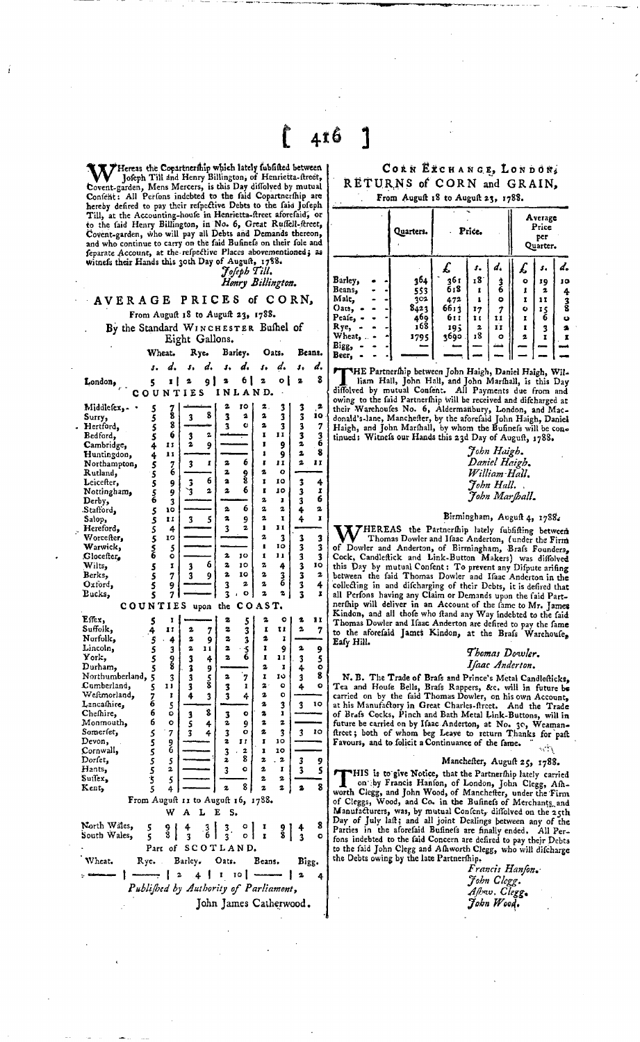Whereas the Copartnership which lately subsisted between Joseph Till and Henry Billington, of Henrietta-street, Covent-garden, Mens Mercers, is this Day dissolved by mutual Consent: All Persons indebted to the said Copartnership are hereby desired to pay their respective Debts to the said Joseph Till, at the Accounting-house in Henrietta-street aforesaid, or to the said Henry Billington, in No. 6, Great Russell-street, Covent-garden, who will pay all Debts and Demands thereon, and who continue to carry on the said Business on their sole and separate Account, at the respective Places abovementioned; as witness their Hands this 30th Day of August, 1788.

*Joseph Till.*
*Henry Billington.*

## AVERAGE PRICES of CORN,

From August 18 to August 23, 1788.

By the Standard WINCHESTER Bushel of Eight Gallons.

| | Wheat. s. | d. | Rye. s. | d. | Barley. s. | d. | Oats. s. | d. | Beans. s. | d. |
|---|---|---|---|---|---|---|---|---|---|---|
| London, | 5 | 1 | 2 | 9 | 2 | 6 | 2 | 0 | 2 | 8 |
| **COUNTIES INLAND.** | | | | | | | | | | |
| Middlesex, | 5 | 7 | | | 2 | 10 | 2 | 3 | 3 | 2 |
| Surry, | 5 | 8 | 3 | 8 | 3 | 2 | 2 | 3 | 3 | 10 |
| Hertford, | 5 | 8 | | | 3 | 0 | 2 | 3 | 3 | 7 |
| Bedford, | 5 | 6 | 3 | 2 | | | 1 | 11 | 3 | 3 |
| Cambridge, | 4 | 11 | 2 | 9 | | | 1 | 9 | 2 | 6 |
| Huntingdon, | 4 | 11 | | | | | 1 | 9 | 2 | 8 |
| Northampton, | 5 | 7 | 3 | 1 | 2 | 6 | 1 | 11 | 2 | 11 |
| Rutland, | 5 | 6 | | | 2 | 9 | 2 | 0 | | |
| Leicester, | 5 | 9 | 3 | 6 | 2 | 8 | 1 | 10 | 3 | 4 |
| Nottingham, | 5 | 9 | 3 | 2 | 2 | 6 | 1 | 10 | 3 | 1 |
| Derby, | 6 | 3 | | | | | 2 | 1 | 3 | 6 |
| Stafford, | 5 | 10 | | | 2 | 6 | 2 | 2 | 4 | 2 |
| Salop, | 5 | 11 | 3 | 5 | 2 | 9 | 2 | 1 | 4 | 1 |
| Hereford, | 5 | 4 | | | 3 | 2 | 1 | 11 | | |
| Worcester, | 5 | 10 | | | | | 2 | 3 | 3 | 3 |
| Warwick, | 5 | 5 | | | | | 1 | 10 | 3 | 3 |
| Glocester, | 6 | 0 | | | 2 | 10 | 1 | 11 | 3 | 3 |
| Wilts, | 5 | 1 | 3 | 6 | 2 | 10 | 2 | 4 | 3 | 10 |
| Berks, | 5 | 7 | 3 | 9 | 2 | 10 | 2 | 3 | 3 | 2 |
| Oxford, | 5 | 9 | | | 3 | 2 | 2 | 6 | 3 | 4 |
| Bucks, | 5 | 7 | | | 3 | 0 | 2 | 2 | 3 | 1 |
| **COUNTIES upon the COAST.** | | | | | | | | | | |
| Essex, | 5 | 1 | | | 2 | 5 | 2 | 0 | 2 | 11 |
| Suffolk, | 4 | 11 | 2 | 7 | 2 | 3 | 1 | 11 | 2 | 7 |
| Norfolk, | 5 | 4 | 2 | 9 | 2 | 3 | 2 | 1 | | |
| Lincoln, | 5 | 3 | 2 | 11 | 2 | 5 | 1 | 9 | 2 | 9 |
| York, | 5 | 9 | 3 | 4 | 2 | 6 | 1 | 11 | 3 | 5 |
| Durham, | 5 | 8 | 3 | 9 | | | 2 | 1 | 4 | 0 |
| Northumberland, | 5 | 3 | 3 | 5 | 2 | 7 | 1 | 10 | 3 | 8 |
| Cumberland, | 5 | 11 | 3 | 8 | 3 | 1 | 2 | 0 | 4 | 0 |
| Westmorland, | 7 | 1 | 4 | 3 | 3 | 4 | 2 | 0 | | |
| Lancashire, | 6 | 5 | | | | | 2 | 3 | 3 | 10 |
| Cheshire, | 6 | 0 | 3 | 8 | 3 | 0 | 2 | 1 | | |
| Monmouth, | 6 | 0 | 5 | 4 | 2 | 9 | 2 | 2 | | |
| Somerset, | 5 | 7 | 3 | 4 | 3 | 0 | 2 | 3 | 3 | 10 |
| Devon, | 5 | 9 | | | 2 | 11 | 1 | 10 | | |
| Cornwall, | 5 | 6 | | | 3 | 2 | 1 | 10 | | |
| Dorset, | 5 | 5 | | | 2 | 8 | 2 | 2 | 3 | 9 |
| Hants, | 5 | 2 | | | 3 | 0 | 2 | 1 | 3 | 5 |
| Sussex, | 5 | 5 | | | | | 2 | 2 | | |
| Kent, | 5 | 4 | | | 2 | 8 | 2 | 2 | 2 | 8 |

From August 11 to August 16, 1788.

**WALES,**

| | Wheat. s. | d. | Rye. s. | d. | Barley. s. | d. | Oats. s. | d. | Beans. s. | d. |
|---|---|---|---|---|---|---|---|---|---|---|
| North Wales, | 5 | 9 | 4 | 3 | 3 | 0 | 1 | 9 | 4 | 8 |
| South Wales, | 5 | 8 | 3 | 6 | 3 | 0 | 1 | 8 | 3 | 0 |

**Part of SCOTLAND.**

| Wheat. | | Rye. | | Barley. | | Oats. | | Beans. | | Bigg. | |
|---|---|---|---|---|---|---|---|---|---|---|---|
| — | | — | | 2 | 4 | 1 | 10 | — | | 2 | 4 |

*Published by Authority of Parliament,*

John James Catherwood.

## CORN EXCHANGE, LONDON; RETURNS of CORN and GRAIN,

From August 18 to August 23, 1788.

| | Quarters. | Price. £ | s. | d. | Average Price per Quarter. £ | s. | d. |
|---|---|---|---|---|---|---|---|
| Barley, | 364 | 361 | 18 | 3 | 0 | 19 | 10 |
| Beans, | 553 | 618 | 1 | 6 | 1 | 2 | 4 |
| Malt, | 302 | 472 | 1 | 0 | 1 | 11 | 3 |
| Oats, | 8423 | 6613 | 17 | 7 | 0 | 15 | 8 |
| Pease, | 469 | 611 | 11 | 11 | 1 | 6 | 0 |
| Rye, | 168 | 195 | 2 | 11 | 1 | 3 | 2 |
| Wheat, | 1795 | 3690 | 18 | 0 | 2 | 1 | 1 |
| Bigg, | — | — | — | — | — | — | — |
| Beer, | — | — | — | — | — | — | — |

THE Partnership between John Haigh, Daniel Haigh, William Hall, John Hall, and John Marshall, is this Day dissolved by mutual Consent. All Payments due from and owing to the said Partnership will be received and discharged at their Warehouses No. 6, Aldermanbury, London, and Macdonald's-lane, Manchester, by the aforesaid John Haigh, Daniel Haigh, and John Marshall, by whom the Business will be continued: Witness our Hands this 23d Day of August, 1788.

*John Haigh.*
*Daniel Haigh.*
*William Hall.*
*John Hall.*
*John Marshall.*

Birmingham, August 4, 1788.

WHEREAS the Partnership lately subsisting between Thomas Dowler and Isaac Anderton, (under the Firm of Dowler and Anderton, of Birmingham, Brass Founders, Cock, Candlestick and Link-Button Makers) was dissolved this Day by mutual Consent: To prevent any Dispute arising between the said Thomas Dowler and Isaac Anderton in the collecting in and discharging of their Debts, it is desired that all Persons having any Claim or Demands upon the said Partnership will deliver in an Account of the same to Mr. James Kindon, and all those who stand any Way indebted to the said Thomas Dowler and Isaac Anderton are desired to pay the same to the aforesaid James Kindon, at the Brass Warehouse, Easy Hill.

*Thomas Dowler.*
*Isaac Anderton.*

N. B. The Trade of Brass and Prince's Metal Candlesticks, Tea and House Bells, Brass Rappers, &c. will in future be carried on by the said Thomas Dowler, on his own Account, at his Manufactory in Great Charles-street. And the Trade of Brass Cocks, Pinch and Bath Metal Link-Buttons, will in future be carried on by Isaac Anderton, at No. 30, Weaman-street; both of whom beg Leave to return Thanks for past Favours, and to solicit a Continuance of the same.

Manchester, August 25, 1788.

THIS is to give Notice, that the Partnership lately carried on by Francis Hanson, of London, John Clegg, Ashworth Clegg, and John Wood, of Manchester, under the Firm of Cleggs, Wood, and Co. in the Business of Merchants and Manufacturers, was, by mutual Consent, dissolved on the 25th Day of July last; and all joint Dealings between any of the Parties in the aforesaid Business are finally ended. All Persons indebted to the said Concern are desired to pay their Debts to the said John Clegg and Ashworth Clegg, who will discharge the Debts owing by the late Partnership.

*Francis Hanson.*
*John Clegg.*
*Ashw. Clegg.*
*John Wood.*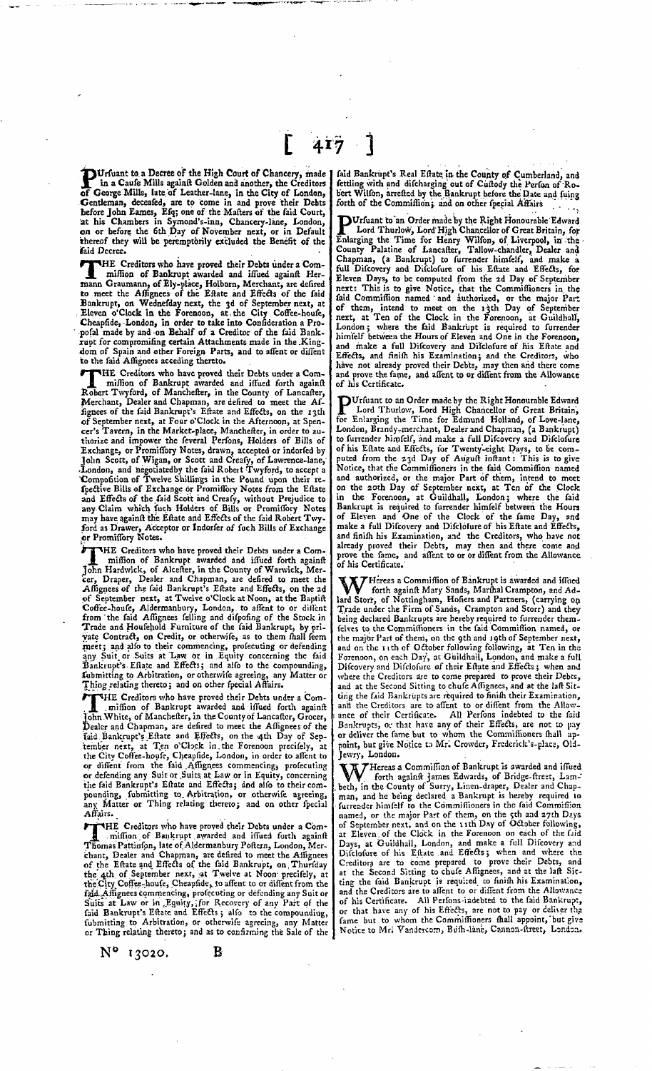PUrfuant to a Decree of the High Court of Chancery, made in a Caufe Mills againft Golden and another, the Creditors of George Mills, late of Leather-lane, in the City of London, Gentleman, deceafed, are to come in and prove their Debts before John Eames, Efq; one of the Mafters of the faid Court, at his Chambers in Symond's-inn, Chancery-lane, London, on or before the 6th Day of November next, or in Default thereof they will be peremptorily excluded the Benefit of the faid Decree.

THE Creditors who have proved their Debts under a Commiffion of Bankrupt awarded and iffued againft Hermann Graumann, of Ely-place, Holborn, Merchant, are defired to meet the Affignees of the Eftate and Effects of the faid Bankrupt, on Wednefday next, the 3d of September next, at Eleven o'Clock in the Forenoon, at the City Coffee-houfe, Cheapfide, London, in order to take into Confideration a Propofal made by and on Behalf of a Creditor of the faid Bankrupt for compromifing certain Attachments made in the Kingdom of Spain and other Foreign Parts, and to affent or diffent to the faid Affignees acceding thereto.

THE Creditors who have proved their Debts under a Commiffion of Bankrupt awarded and iffued forth againft Robert Twyford, of Manchefter, in the County of Lancafter, Merchant, Dealer and Chapman, are defired to meet the Affignees of the faid Bankrupt's Eftate and Effects, on the 13th of September next, at Four o'Clock in the Afternoon, at Spencer's Tavern, in the Market-place, Manchefter, in order to authorize and impower the feveral Perfons, Holders of Bills of Exchange, or Promiffory Notes, drawn, accepted or indorfed by John Scott, of Wigan, or Scott and Creafy, of Lawrence-lane, London, and negotiatedby the faid Robert Twyford, to accept a Compofition of Twelve Shillings in the Pound upon their refpective Bills of Exchange or Promiffory Notes from the Eftate and Effects of the faid Scott and Creafy, without Prejudice to any Claim which fuch Holders of Bills or Promiffory Notes may have againft the Eftate and Effects of the faid Robert Twyford as Drawer, Acceptor or Indorfer of fuch Bills of Exchange or Promiffory Notes.

THE Creditors who have proved their Debts under a Commiffion of Bankrupt awarded and iffued forth againft John Hardwick, of Alcefter, in the County of Warwick, Mercer, Draper, Dealer and Chapman, are defired to meet the Affignees of the faid Bankrupt's Eftate and Effects, on the 2d of September next, at Twelve o'Clock at Noon, at the Baptift Coffee-houfe, Aldermanbury, London, to affent to or diffent from the faid Affignees felling and difpofing of the Stock in Trade and Houfehold Furniture of the faid Bankrupt, by private Contract, on Credit, or otherwife, as to them fhall feem meet; and alfo to their commencing, profecuting or defending any Suit or Suits at Law or in Equity concerning the faid Bankrupt's Eftate and Effects; and alfo to the compounding, fubmitting to Arbitration, or otherwife agreeing, any Matter or Thing relating thereto; and on other fpecial Affairs.

THE Creditors who have proved their Debts under a Commiffion of Bankrupt awarded and iffued forth againft John White, of Manchefter, in the County of Lancafter, Grocer, Dealer and Chapman, are defired to meet the Affignees of the faid Bankrupt's Eftate and Effects, on the 4th Day of September next, at Ten o'Clock in the Forenoon precifely, at the City Coffee-houfe, Cheapfide, London, in order to affent to or diffent from the faid Affignees commencing, profecuting or defending any Suit or Suits at Law or in Equity, concerning the faid Bankrupt's Eftate and Effects; and alfo to their compounding, fubmitting to Arbitration, or otherwife agreeing, any Matter or Thing relating thereto; and on other fpecial Affairs.

THE Creditors who have proved their Debts under a Commiffion of Bankrupt awarded and iffued forth againft Thomas Pattinfon, late of Aldermanbury Poftern, London, Merchant, Dealer and Chapman, are defired to meet the Affignees of the Eftate and Effects of the faid Bankrupt, on Thurfday the 4th of September next, at Twelve at Noon precifely, at the City Coffee-houfe, Cheapfide, to affent to or diffent from the faid Affignees commencing, profecuting or defending any Suit or Suits at Law or in Equity, for Recovery of any Part of the faid Bankrupt's Eftate and Effects; alfo to the compounding, fubmitting to Arbitration, or otherwife agreeing, any Matter or Thing relating thereto; and as to confirming the Sale of the faid Bankrupt's Real Eftate in the County of Cumberland, and fettling with and difcharging out of Cuftody the Perfon of Robert Wilfon, arrefted by the Bankrupt before the Date and fuing forth of the Commiffion; and on other fpecial Affairs.

PUrfuant to an Order made by the Right Honourable Edward Lord Thurlow, Lord High Chancellor of Great Britain, for Enlarging the Time for Henry Wilfon, of Liverpool, in the County Palatine of Lancafter, Tallow-chandler, Dealer and Chapman, (a Bankrupt) to furrender himfelf, and make a full Difcovery and Difclofure of his Eftate and Effects, for Eleven Days, to be computed from the 2d Day of September next: This is to give Notice, that the Commiffioners in the faid Commiffion named and authorized, or the major Part of them, intend to meet on the 13th Day of September next, at Ten of the Clock in the Forenoon, at Guildhall, London; where the faid Bankrupt is required to furrender himfelf between the Hours of Eleven and One in the Forenoon, and make a full Difcovery and Difclofure of his Eftate and Effects, and finifh his Examination; and the Creditors, who have not already proved their Debts, may then and there come and prove the fame, and affent to or diffent from the Allowance of his Certificate.

PUrfuant to an Order made by the Right Honourable Edward Lord Thurlow, Lord High Chancellor of Great Britain, for Enlarging the Time for Edmund Holland, of Love-lane, London, Brandy-merchant, Dealer and Chapman, (a Bankrupt) to furrender himfelf, and make a full Difcovery and Difclofure of his Eftate and Effects, for Twenty-eight Days, to be computed from the 23d Day of Auguft inftant: This is to give Notice, that the Commiffioners in the faid Commiffion named and authorized, or the major Part of them, intend to meet on the 20th Day of September next, at Ten of the Clock in the Forenoon, at Guildhall, London; where the faid Bankrupt is required to furrender himfelf between the Hours of Eleven and One of the Clock of the fame Day, and make a full Difcovery and Difclofure of his Eftate and Effects, and finifh his Examination, and the Creditors, who have not already proved their Debts, may then and there come and prove the fame, and affent to or diffent from the Allowance of his Certificate.

WHereas a Commiffion of Bankrupt is awarded and iffued forth againft Mary Sands, Marfhal Crampton, and Adlard Storr, of Nottingham, Hofiers and Partners, (carrying on Trade under the Firm of Sands, Crampton and Storr) and they being declared Bankrupts are hereby required to furrender themfelves to the Commiffioners in the faid Commiffion named, or the major Part of them, on the 9th and 19th of September next, and on the 11th Day of October following, at Ten in the Forenoon, on each Day, at Guildhall, London, and make a full Difcovery and Difclofure of their Eftate and Effects; when and where the Creditors are to come prepared to prove their Debts, and at the Second Sitting to chufe Affignees, and at the laft Sitting the faid Bankrupts are required to finifh their Examination, and the Creditors are to affent to or diffent from the Allowance of their Certificate. All Perfons indebted to the faid Bankrupts, or that have any of their Effects, are not to pay or deliver the fame but to whom the Commiffioners fhall appoint, but give Notice to Mr. Crowder, Frederick's-place, Old-Jewry, London.

WHereas a Commiffion of Bankrupt is awarded and iffued forth againft James Edwards, of Bridge-ftreet, Lambeth, in the County of Surry, Linen-draper, Dealer and Chapman, and he being declared a Bankrupt is hereby required to furrender himfelf to the Commiffioners in the faid Commiffion named, or the major Part of them, on the 5th and 27th Days of September next, and on the 11th Day of October following, at Eleven of the Clock in the Forenoon on each of the faid Days, at Guildhall, London, and make a full Difcovery and Difclofure of his Eftate and Effects; when and where the Creditors are to come prepared to prove their Debts, and at the Second Sitting to chufe Affignees, and at the laft Sitting the faid Bankrupt is required to finifh his Examination, and the Creditors are to affent to or diffent from the Allowance of his Certificate. All Perfons indebted to the faid Bankrupt, or that have any of his Effects, are not to pay or deliver the fame but to whom the Commiffioners fhall appoint, but give Notice to Mr. Vandercom, Bufh-lane, Cannon-ftreet, London.

N° 13020. B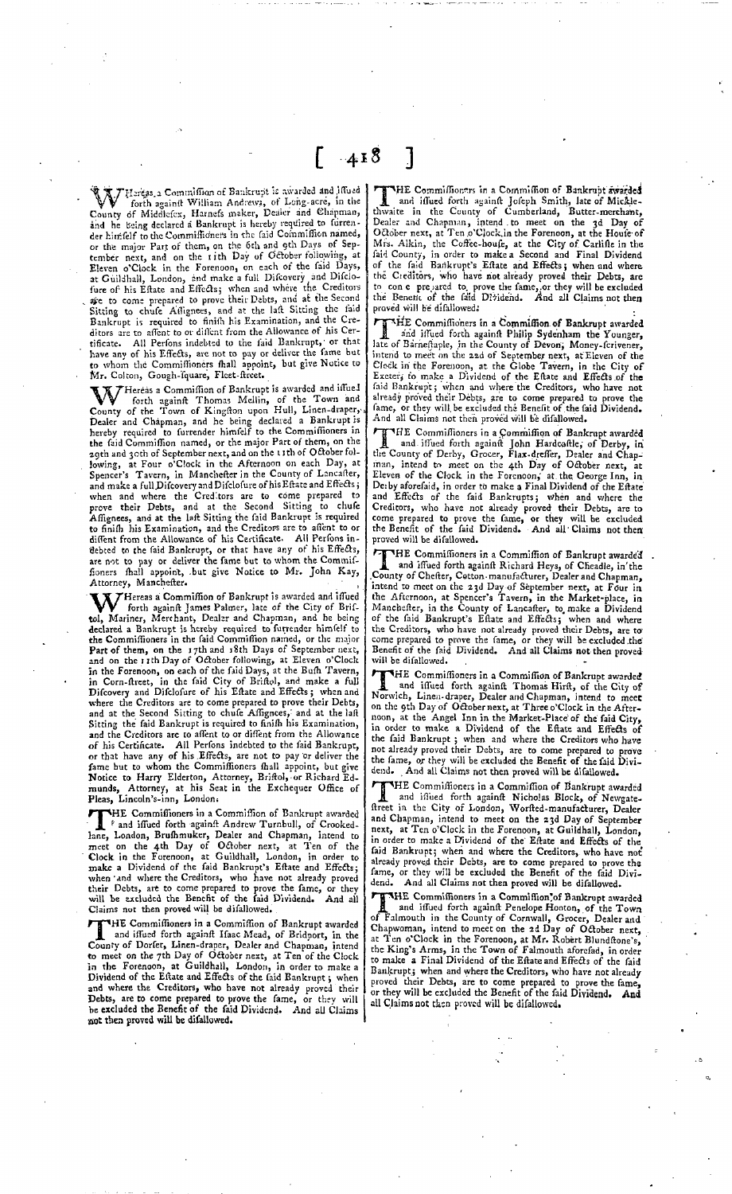Whereas a Commission of Bankrupt is awarded and issued forth against William Andrews, of Long-acre, in the County of Middlesex, Harness maker, Dealer and Chapman, and he being declared a Bankrupt is hereby required to surrender himself to the Commissioners in the said Commission named, or the major Part of them, on the 6th and 9th Days of September next, and on the 11th Day of October following, at Eleven o'Clock in the Forenoon, on each of the said Days, at Guildhall, London, and make a full Discovery and Disclosure of his Estate and Effects; when and where the Creditors are to come prepared to prove their Debts, and at the Second Sitting to chuse Assignees, and at the last Sitting the said Bankrupt is required to finish his Examination, and the Creditors are to assent to or dissent from the Allowance of his Certificate. All Persons indebted to the said Bankrupt, or that have any of his Effects, are not to pay or deliver the same but to whom the Commissioners shall appoint, but give Notice to Mr. Colton, Gough-square, Fleet-street.

Whereas a Commission of Bankrupt is awarded and issued forth against Thomas Mellin, of the Town and County of the Town of Kingston upon Hull, Linen-draper, Dealer and Chapman, and he being declared a Bankrupt is hereby required to surrender himself to the Commissioners in the said Commission named, or the major Part of them, on the 29th and 30th of September next, and on the 11th of October following, at Four o'Clock in the Afternoon on each Day, at Spencer's Tavern, in Manchester in the County of Lancaster, and make a full Discovery and Disclosure of his Estate and Effects; when and where the Creditors are to come prepared to prove their Debts, and at the Second Sitting to chuse Assignees, and at the last Sitting the said Bankrupt is required to finish his Examination, and the Creditors are to assent to or dissent from the Allowance of his Certificate. All Persons indebted to the said Bankrupt, or that have any of his Effects, are not to pay or deliver the same but to whom the Commissioners shall appoint, but give Notice to Mr. John Kay, Attorney, Manchester.

Whereas a Commission of Bankrupt is awarded and issued forth against James Palmer, late of the City of Bristol, Mariner, Merchant, Dealer and Chapman, and he being declared a Bankrupt is hereby required to surrender himself to the Commissioners in the said Commission named, or the major Part of them, on the 17th and 18th Days of September next, and on the 11th Day of October following, at Eleven o'Clock in the Forenoon, on each of the said Days, at the Bush Tavern, in Corn-street, in the said City of Bristol, and make a full Discovery and Disclosure of his Estate and Effects; when and where the Creditors are to come prepared to prove their Debts, and at the Second Sitting to chuse Assignees, and at the last Sitting the said Bankrupt is required to finish his Examination, and the Creditors are to assent to or dissent from the Allowance of his Certificate. All Persons indebted to the said Bankrupt, or that have any of his Effects, are not to pay or deliver the same but to whom the Commissioners shall appoint, but give Notice to Harry Elderton, Attorney, Bristol, or Richard Edmunds, Attorney, at his Seat in the Exchequer Office of Pleas, Lincoln's-inn, London.

The Commissioners in a Commission of Bankrupt awarded and issued forth against Andrew Turnbull, of Crooked-lane, London, Brushmaker, Dealer and Chapman, intend to meet on the 4th Day of October next, at Ten of the Clock in the Forenoon, at Guildhall, London, in order to make a Dividend of the said Bankrupt's Estate and Effects; when and where the Creditors, who have not already proved their Debts, are to come prepared to prove the same, or they will be excluded the Benefit of the said Dividend. And all Claims not then proved will be disallowed.

The Commissioners in a Commission of Bankrupt awarded and issued forth against Isaac Mead, of Bridport, in the County of Dorset, Linen-draper, Dealer and Chapman, intend to meet on the 7th Day of October next, at Ten of the Clock in the Forenoon, at Guildhall, London, in order to make a Dividend of the Estate and Effects of the said Bankrupt; when and where the Creditors, who have not already proved their Debts, are to come prepared to prove the same, or they will be excluded the Benefit of the said Dividend. And all Claims not then proved will be disallowed.

The Commissioners in a Commission of Bankrupt awarded and issued forth against Joseph Smith, late of Mickle-thwaite in the County of Cumberland, Butter-merchant, Dealer and Chapman, intend to meet on the 3d Day of October next, at Ten o'Clock in the Forenoon, at the House of Mrs. Aikin, the Coffee-house, at the City of Carlisle in the said County, in order to make a Second and Final Dividend of the said Bankrupt's Estate and Effects; when and where the Creditors, who have not already proved their Debts, are to come prepared to prove the same, or they will be excluded the Benefit of the said Dividend. And all Claims not then proved will be disallowed.

The Commissioners in a Commission of Bankrupt awarded and issued forth against Philip Sydenham the Younger, late of Barnestaple, in the County of Devon, Money-scrivener, intend to meet on the 22d of September next, at Eleven of the Clock in the Forenoon, at the Globe Tavern, in the City of Exeter, to make a Dividend of the Estate and Effects of the said Bankrupt; when and where the Creditors, who have not already proved their Debts, are to come prepared to prove the same, or they will be excluded the Benefit of the said Dividend. And all Claims not then proved will be disallowed.

The Commissioners in a Commission of Bankrupt awarded and issued forth against John Hardcastle, of Derby, in the County of Derby, Grocer, Flax-dresser, Dealer and Chapman, intend to meet on the 4th Day of October next, at Eleven of the Clock in the Forenoon, at the George Inn, in Derby aforesaid, in order to make a Final Dividend of the Estate and Effects of the said Bankrupts; when and where the Creditors, who have not already proved their Debts, are to come prepared to prove the same, or they will be excluded the Benefit of the said Dividend. And all Claims not then proved will be disallowed.

The Commissioners in a Commission of Bankrupt awarded and issued forth against Richard Heys, of Cheadle, in the County of Chester, Cotton-manufacturer, Dealer and Chapman, intend to meet on the 23d Day of September next, at Four in the Afternoon, at Spencer's Tavern, in the Market-place, in Manchester, in the County of Lancaster, to make a Dividend of the said Bankrupt's Estate and Effects; when and where the Creditors, who have not already proved their Debts, are to come prepared to prove the same, or they will be excluded the Benefit of the said Dividend. And all Claims not then proved will be disallowed.

The Commissioners in a Commission of Bankrupt awarded and issued forth against Thomas Hirst, of the City of Norwich, Linen-draper, Dealer and Chapman, intend to meet on the 9th Day of October next, at Three o'Clock in the Afternoon, at the Angel Inn in the Market-Place of the said City, in order to make a Dividend of the Estate and Effects of the said Bankrupt; when and where the Creditors who have not already proved their Debts, are to come prepared to prove the same, or they will be excluded the Benefit of the said Dividend. And all Claims not then proved will be disallowed.

The Commissioners in a Commission of Bankrupt awarded and issued forth against Nicholas Block, of Newgate-street in the City of London, Worsted-manufacturer, Dealer and Chapman, intend to meet on the 23d Day of September next, at Ten o'Clock in the Forenoon, at Guildhall, London, in order to make a Dividend of the Estate and Effects of the said Bankrupt; when and where the Creditors, who have not already proved their Debts, are to come prepared to prove the same, or they will be excluded the Benefit of the said Dividend. And all Claims not then proved will be disallowed.

The Commissioners in a Commission of Bankrupt awarded and issued forth against Penelope Honton, of the Town of Falmouth in the County of Cornwall, Grocer, Dealer and Chapwoman, intend to meet on the 2d Day of October next, at Ten o'Clock in the Forenoon, at Mr. Robert Blundstone's, the King's Arms, in the Town of Falmouth aforesaid, in order to make a Final Dividend of the Estate and Effects of the said Bankrupt; when and where the Creditors, who have not already proved their Debts, are to come prepared to prove the same, or they will be excluded the Benefit of the said Dividend. And all Claims not then proved will be disallowed.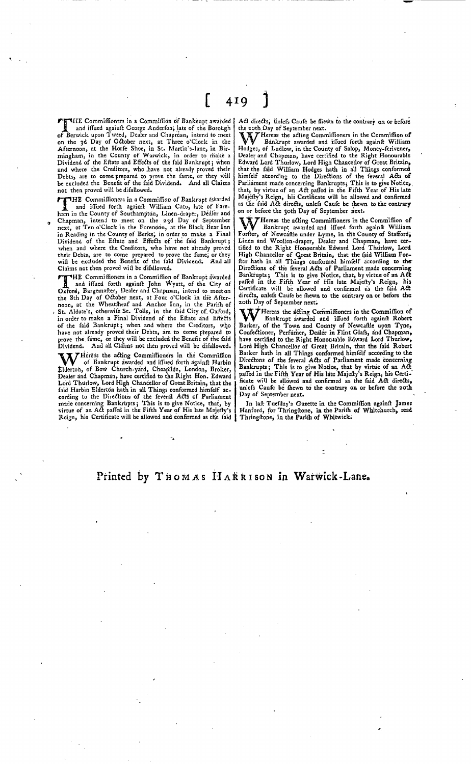THE Commissioners in a Commission of Bankrupt awarded and issued against George Anderson, late of the Borough of Berwick upon Tweed, Dealer and Chapman, intend to meet on the 3d Day of October next, at Three o'Clock in the Afternoon, at the Horse Shoe, in St. Martin's-lane, in Birmingham, in the County of Warwick, in order to make a Dividend of the Estate and Effects of the said Bankrupt; when and where the Creditors, who have not already proved their Debts, are to come prepared to prove the same, or they will be excluded the Benefit of the said Dividend. And all Claims not then proved will be disallowed.

THE Commissioners in a Commission of Bankrupt awarded and issued forth against William Cato, late of Fareham in the County of Southampton, Linen-draper, Dealer and Chapman, intend to meet on the 23d Day of September next, at Ten o'Clock in the Forenoon, at the Black Bear Inn in Reading in the County of Berks, in order to make a Final Dividend of the Estate and Effects of the said Bankrupt; when and where the Creditors, who have not already proved their Debts, are to come prepared to prove the same, or they will be excluded the Benefit of the said Dividend. And all Claims not then proved will be disallowed.

THE Commissioners in a Commission of Bankrupt awarded and issued forth against John Wyatt, of the City of Oxford, Bargemaster, Dealer and Chapman, intend to meet on the 8th Day of October next, at Four o'Clock in the Afternoon, at the Wheatsheaf and Anchor Inn, in the Parish of St. Aldate's, otherwise St. Tolls, in the said City of Oxford, in order to make a Final Dividend of the Estate and Effects of the said Bankrupt; when and where the Creditors, who have not already proved their Debts, are to come prepared to prove the same, or they will be excluded the Benefit of the said Dividend. And all Claims not then proved will be disallowed.

WHereas the acting Commissioners in the Commission of Bankrupt awarded and issued forth against Harbin Elderton, of Bow Church-yard, Cheapside, London, Broker, Dealer and Chapman, have certified to the Right Hon. Edward Lord Thurlow, Lord High Chancellor of Great Britain, that the said Harbin Elderton hath in all Things conformed himself according to the Directions of the several Acts of Parliament made concerning Bankrupts; This is to give Notice, that, by virtue of an Act passed in the Fifth Year of His late Majesty's Reign, his Certificate will be allowed and confirmed as the said Act directs, unless Cause be shewn to the contrary on or before the 20th Day of September next.

WHereas the acting Commissioners in the Commission of Bankrupt awarded and issued forth against William Hodges, of Ludlow, in the County of Salop, Money-scrivener, Dealer and Chapman, have certified to the Right Honourable Edward Lord Thurlow, Lord High Chancellor of Great Britain, that the said William Hodges hath in all Things conformed himself according to the Directions of the several Acts of Parliament made concerning Bankrupts; This is to give Notice, that, by virtue of an Act passed in the Fifth Year of His late Majesty's Reign, his Certificate will be allowed and confirmed as the said Act directs, unless Cause be shewn to the contrary on or before the 30th Day of September next.

WHereas the acting Commissioners in the Commission of Bankrupt awarded and issued forth against William Forster, of Newcastle under Lyme, in the County of Stafford, Linen and Woollen-draper, Dealer and Chapman, have certified to the Right Honourable Edward Lord Thurlow, Lord High Chancellor of Great Britain, that the said William Forster hath in all Things conformed himself according to the Directions of the several Acts of Parliament made concerning Bankrupts; This is to give Notice, that, by virtue of an Act passed in the Fifth Year of His late Majesty's Reign, his Certificate will be allowed and confirmed as the said Act directs, unless Cause be shewn to the contrary on or before the 20th Day of September next.

WHereas the acting Commissioners in the Commission of Bankrupt awarded and issued forth against Robert Barker, of the Town and County of Newcastle upon Tyne, Confectioner, Perfumer, Dealer in Flint Glass, and Chapman, have certified to the Right Honourable Edward Lord Thurlow, Lord High Chancellor of Great Britain, that the said Robert Barker hath in all Things conformed himself according to the Directions of the several Acts of Parliament made concerning Bankrupts; This is to give Notice, that by virtue of an Act passed in the Fifth Year of His late Majesty's Reign, his Certificate will be allowed and confirmed as the said Act directs, unless Cause be shewn to the contrary on or before the 20th Day of September next.

In last Tuesday's Gazette in the Commission against James Hanford, for Thringstone, in the Parish of Whitchurch, read Thringstone, in the Parish of Whitwick.

Printed by THOMAS HARRISON in Warwick-Lane.